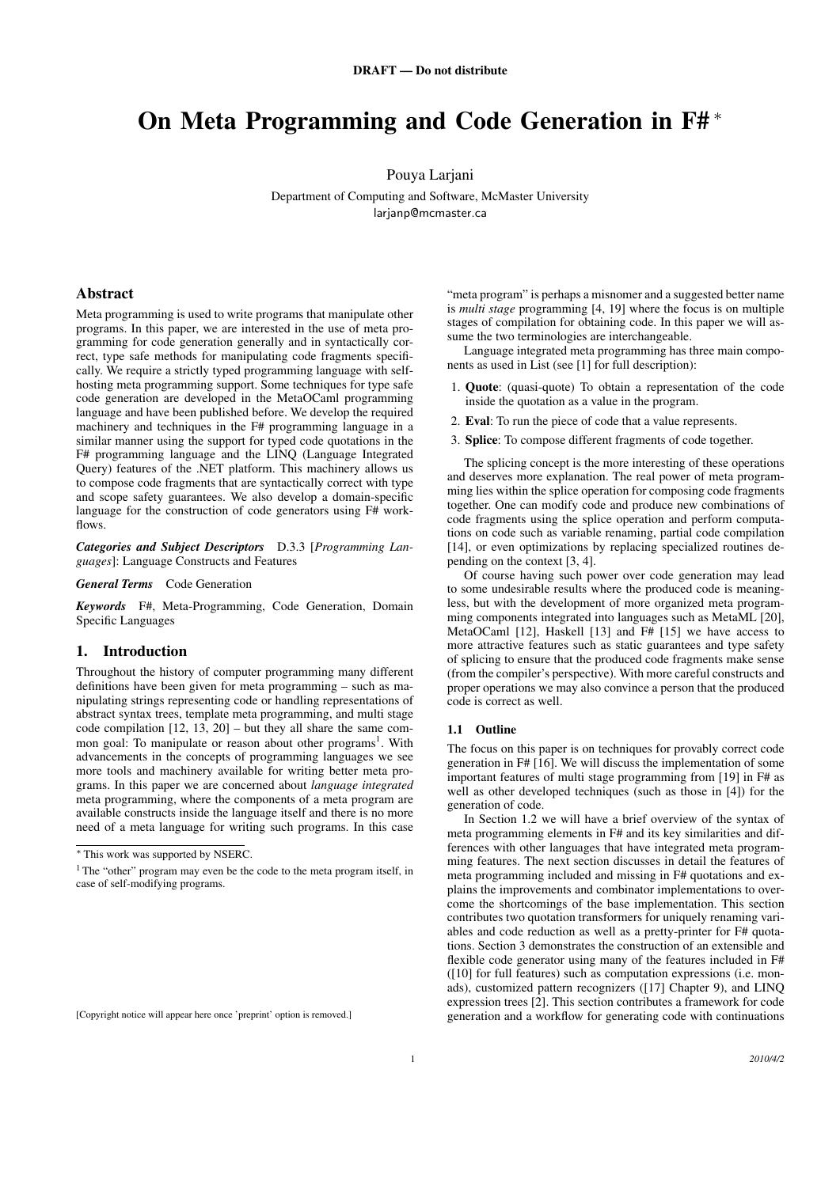DRAFT — Do not distribute

# On Meta Programming and Code Generation in F# *

Pouya Larjani

Department of Computing and Software, McMaster University
larjanp@mcmaster.ca

## Abstract

Meta programming is used to write programs that manipulate other programs. In this paper, we are interested in the use of meta programming for code generation generally and in syntactically correct, type safe methods for manipulating code fragments specifically. We require a strictly typed programming language with self-hosting meta programming support. Some techniques for type safe code generation are developed in the MetaOCaml programming language and have been published before. We develop the required machinery and techniques in the F# programming language in a similar manner using the support for typed code quotations in the F# programming language and the LINQ (Language Integrated Query) features of the .NET platform. This machinery allows us to compose code fragments that are syntactically correct with type and scope safety guarantees. We also develop a domain-specific language for the construction of code generators using F# workflows.

***Categories and Subject Descriptors*** D.3.3 [*Programming Languages*]: Language Constructs and Features

***General Terms*** Code Generation

***Keywords*** F#, Meta-Programming, Code Generation, Domain Specific Languages

## 1. Introduction

Throughout the history of computer programming many different definitions have been given for meta programming – such as manipulating strings representing code or handling representations of abstract syntax trees, template meta programming, and multi stage code compilation [12, 13, 20] – but they all share the same common goal: To manipulate or reason about other programs[1]. With advancements in the concepts of programming languages we see more tools and machinery available for writing better meta programs. In this paper we are concerned about *language integrated* meta programming, where the components of a meta program are available constructs inside the language itself and there is no more need of a meta language for writing such programs. In this case "meta program" is perhaps a misnomer and a suggested better name is *multi stage* programming [4, 19] where the focus is on multiple stages of compilation for obtaining code. In this paper we will assume the two terminologies are interchangeable.

Language integrated meta programming has three main components as used in List (see [1] for full description):

1. **Quote**: (quasi-quote) To obtain a representation of the code inside the quotation as a value in the program.
2. **Eval**: To run the piece of code that a value represents.
3. **Splice**: To compose different fragments of code together.

The splicing concept is the more interesting of these operations and deserves more explanation. The real power of meta programming lies within the splice operation for composing code fragments together. One can modify code and produce new combinations of code fragments using the splice operation and perform computations on code such as variable renaming, partial code compilation [14], or even optimizations by replacing specialized routines depending on the context [3, 4].

Of course having such power over code generation may lead to some undesirable results where the produced code is meaningless, but with the development of more organized meta programming components integrated into languages such as MetaML [20], MetaOCaml [12], Haskell [13] and F# [15] we have access to more attractive features such as static guarantees and type safety of splicing to ensure that the produced code fragments make sense (from the compiler's perspective). With more careful constructs and proper operations we may also convince a person that the produced code is correct as well.

### 1.1 Outline

The focus on this paper is on techniques for provably correct code generation in F# [16]. We will discuss the implementation of some important features of multi stage programming from [19] in F# as well as other developed techniques (such as those in [4]) for the generation of code.

In Section 1.2 we will have a brief overview of the syntax of meta programming elements in F# and its key similarities and differences with other languages that have integrated meta programming features. The next section discusses in detail the features of meta programming included and missing in F# quotations and explains the improvements and combinator implementations to overcome the shortcomings of the base implementation. This section contributes two quotation transformers for uniquely renaming variables and code reduction as well as a pretty-printer for F# quotations. Section 3 demonstrates the construction of an extensible and flexible code generator using many of the features included in F# ([10] for full features) such as computation expressions (i.e. monads), customized pattern recognizers ([17] Chapter 9), and LINQ expression trees [2]. This section contributes a framework for code generation and a workflow for generating code with continuations

---

* This work was supported by NSERC.

[1] The "other" program may even be the code to the meta program itself, in case of self-modifying programs.

[Copyright notice will appear here once 'preprint' option is removed.]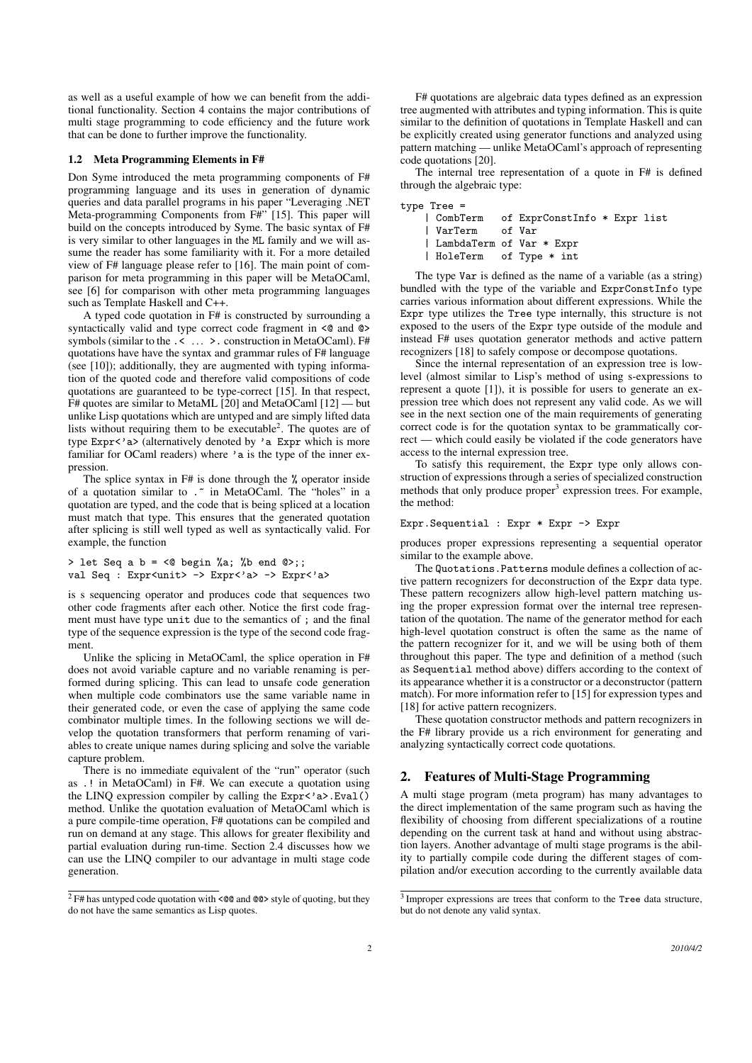as well as a useful example of how we can benefit from the additional functionality. Section 4 contains the major contributions of multi stage programming to code efficiency and the future work that can be done to further improve the functionality.

### 1.2 Meta Programming Elements in F#

Don Syme introduced the meta programming components of F# programming language and its uses in generation of dynamic queries and data parallel programs in his paper "Leveraging .NET Meta-programming Components from F#" [15]. This paper will build on the concepts introduced by Syme. The basic syntax of F# is very similar to other languages in the ML family and we will assume the reader has some familiarity with it. For a more detailed view of F# language please refer to [16]. The main point of comparison for meta programming in this paper will be MetaOCaml, see [6] for comparison with other meta programming languages such as Template Haskell and C++.

A typed code quotation in F# is constructed by surrounding a syntactically valid and type correct code fragment in `<@` and `@>` symbols (similar to the `.< ... >.` construction in MetaOCaml). F# quotations have have the syntax and grammar rules of F# language (see [10]); additionally, they are augmented with typing information of the quoted code and therefore valid compositions of code quotations are guaranteed to be type-correct [15]. In that respect, F# quotes are similar to MetaML [20] and MetaOCaml [12] — but unlike Lisp quotations which are untyped and are simply lifted data lists without requiring them to be executable[2]. The quotes are of type `Expr<'a>` (alternatively denoted by `'a Expr` which is more familiar for OCaml readers) where `'a` is the type of the inner expression.

The splice syntax in F# is done through the `%` operator inside of a quotation similar to `.~` in MetaOCaml. The "holes" in a quotation are typed, and the code that is being spliced at a location must match that type. This ensures that the generated quotation after splicing is still well typed as well as syntactically valid. For example, the function

```
> let Seq a b = <@ begin %a; %b end @>;;
val Seq : Expr<unit> -> Expr<'a> -> Expr<'a>
```

is s sequencing operator and produces code that sequences two other code fragments after each other. Notice the first code fragment must have type `unit` due to the semantics of `;` and the final type of the sequence expression is the type of the second code fragment.

Unlike the splicing in MetaOCaml, the splice operation in F# does not avoid variable capture and no variable renaming is performed during splicing. This can lead to unsafe code generation when multiple code combinators use the same variable name in their generated code, or even the case of applying the same code combinator multiple times. In the following sections we will develop the quotation transformers that perform renaming of variables to create unique names during splicing and solve the variable capture problem.

There is no immediate equivalent of the "run" operator (such as `.!` in MetaOCaml) in F#. We can execute a quotation using the LINQ expression compiler by calling the `Expr<'a>.Eval()` method. Unlike the quotation evaluation of MetaOCaml which is a pure compile-time operation, F# quotations can be compiled and run on demand at any stage. This allows for greater flexibility and partial evaluation during run-time. Section 2.4 discusses how we can use the LINQ compiler to our advantage in multi stage code generation.

[2] F# has untyped code quotation with `<@@` and `@@>` style of quoting, but they do not have the same semantics as Lisp quotes.

F# quotations are algebraic data types defined as an expression tree augmented with attributes and typing information. This is quite similar to the definition of quotations in Template Haskell and can be explicitly created using generator functions and analyzed using pattern matching — unlike MetaOCaml's approach of representing code quotations [20].

The internal tree representation of a quote in F# is defined through the algebraic type:

```
type Tree =
    | CombTerm   of ExprConstInfo * Expr list
    | VarTerm    of Var
    | LambdaTerm of Var * Expr
    | HoleTerm   of Type * int
```

The type `Var` is defined as the name of a variable (as a string) bundled with the type of the variable and `ExprConstInfo` type carries various information about different expressions. While the `Expr` type utilizes the `Tree` type internally, this structure is not exposed to the users of the `Expr` type outside of the module and instead F# uses quotation generator methods and active pattern recognizers [18] to safely compose or decompose quotations.

Since the internal representation of an expression tree is low-level (almost similar to Lisp's method of using s-expressions to represent a quote [1]), it is possible for users to generate an expression tree which does not represent any valid code. As we will see in the next section one of the main requirements of generating correct code is for the quotation syntax to be grammatically correct — which could easily be violated if the code generators have access to the internal expression tree.

To satisfy this requirement, the `Expr` type only allows construction of expressions through a series of specialized construction methods that only produce proper[3] expression trees. For example, the method:

```
Expr.Sequential : Expr * Expr -> Expr
```

produces proper expressions representing a sequential operator similar to the example above.

The `Quotations.Patterns` module defines a collection of active pattern recognizers for deconstruction of the `Expr` data type. These pattern recognizers allow high-level pattern matching using the proper expression format over the internal tree representation of the quotation. The name of the generator method for each high-level quotation construct is often the same as the name of the pattern recognizer for it, and we will be using both of them throughout this paper. The type and definition of a method (such as `Sequential` method above) differs according to the context of its appearance whether it is a constructor or a deconstructor (pattern match). For more information refer to [15] for expression types and [18] for active pattern recognizers.

These quotation constructor methods and pattern recognizers in the F# library provide us a rich environment for generating and analyzing syntactically correct code quotations.

## 2. Features of Multi-Stage Programming

A multi stage program (meta program) has many advantages to the direct implementation of the same program such as having the flexibility of choosing from different specializations of a routine depending on the current task at hand and without using abstraction layers. Another advantage of multi stage programs is the ability to partially compile code during the different stages of compilation and/or execution according to the currently available data

[3] Improper expressions are trees that conform to the `Tree` data structure, but do not denote any valid syntax.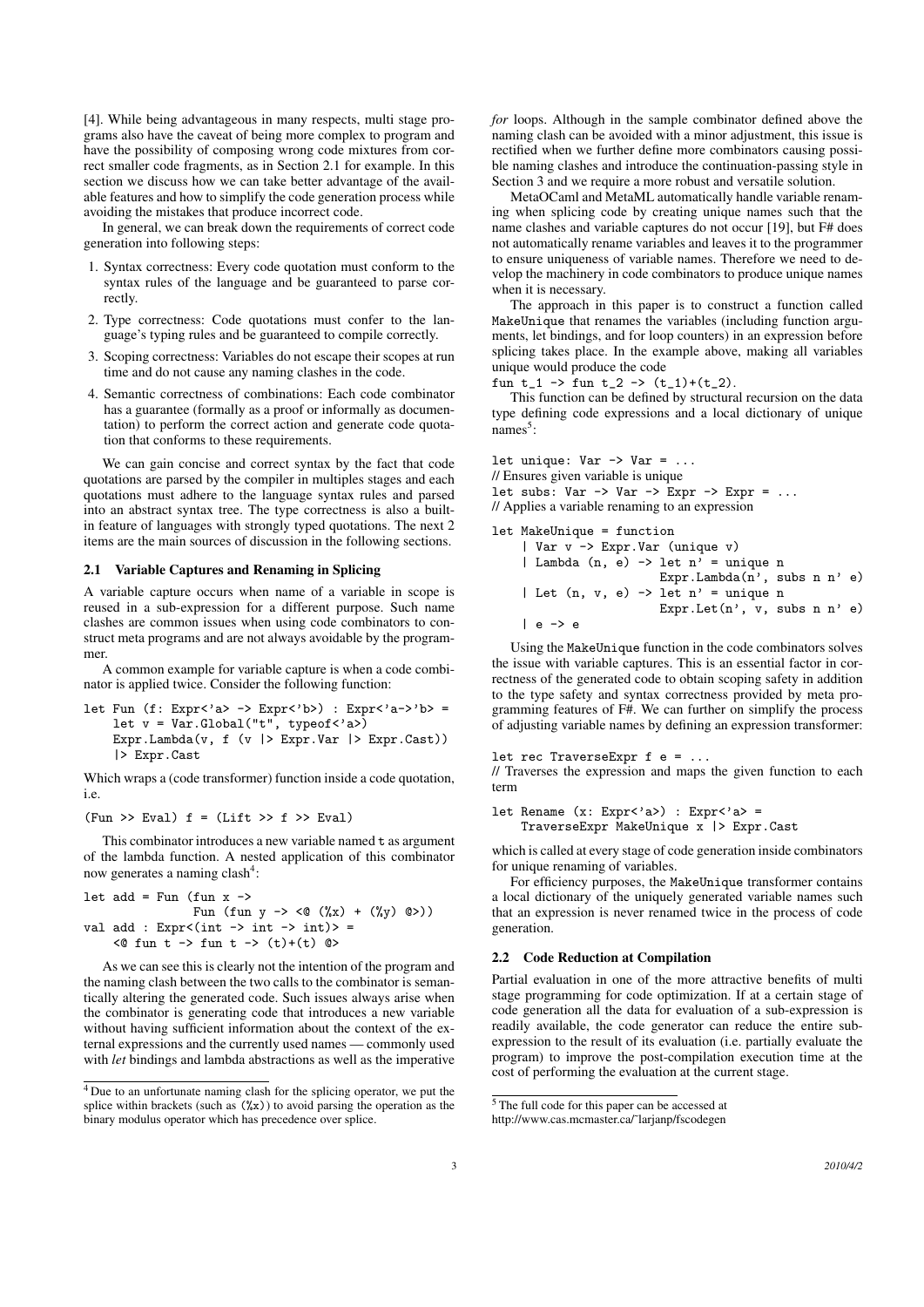[4]. While being advantageous in many respects, multi stage programs also have the caveat of being more complex to program and have the possibility of composing wrong code mixtures from correct smaller code fragments, as in Section 2.1 for example. In this section we discuss how we can take better advantage of the available features and how to simplify the code generation process while avoiding the mistakes that produce incorrect code.

In general, we can break down the requirements of correct code generation into following steps:

1. Syntax correctness: Every code quotation must conform to the syntax rules of the language and be guaranteed to parse correctly.
2. Type correctness: Code quotations must confer to the language's typing rules and be guaranteed to compile correctly.
3. Scoping correctness: Variables do not escape their scopes at run time and do not cause any naming clashes in the code.
4. Semantic correctness of combinations: Each code combinator has a guarantee (formally as a proof or informally as documentation) to perform the correct action and generate code quotation that conforms to these requirements.

We can gain concise and correct syntax by the fact that code quotations are parsed by the compiler in multiples stages and each quotations must adhere to the language syntax rules and parsed into an abstract syntax tree. The type correctness is also a built-in feature of languages with strongly typed quotations. The next 2 items are the main sources of discussion in the following sections.

### 2.1 Variable Captures and Renaming in Splicing

A variable capture occurs when name of a variable in scope is reused in a sub-expression for a different purpose. Such name clashes are common issues when using code combinators to construct meta programs and are not always avoidable by the programmer.

A common example for variable capture is when a code combinator is applied twice. Consider the following function:

```
let Fun (f: Expr<'a> -> Expr<'b>) : Expr<'a->'b> =
    let v = Var.Global("t", typeof<'a>)
    Expr.Lambda(v, f (v |> Expr.Var |> Expr.Cast))
    |> Expr.Cast
```

Which wraps a (code transformer) function inside a code quotation, i.e.

```
(Fun >> Eval) f = (Lift >> f >> Eval)
```

This combinator introduces a new variable named t as argument of the lambda function. A nested application of this combinator now generates a naming clash[4]:

```
let add = Fun (fun x ->
              Fun (fun y -> <@ (%x) + (%y) @>))
val add : Expr<(int -> int -> int)> =
    <@ fun t -> fun t -> (t)+(t) @>
```

As we can see this is clearly not the intention of the program and the naming clash between the two calls to the combinator is semantically altering the generated code. Such issues always arise when the combinator is generating code that introduces a new variable without having sufficient information about the context of the external expressions and the currently used names — commonly used with *let* bindings and lambda abstractions as well as the imperative *for* loops. Although in the sample combinator defined above the naming clash can be avoided with a minor adjustment, this issue is rectified when we further define more combinators causing possible naming clashes and introduce the continuation-passing style in Section 3 and we require a more robust and versatile solution.

MetaOCaml and MetaML automatically handle variable renaming when splicing code by creating unique names such that the name clashes and variable captures do not occur [19], but F# does not automatically rename variables and leaves it to the programmer to ensure uniqueness of variable names. Therefore we need to develop the machinery in code combinators to produce unique names when it is necessary.

The approach in this paper is to construct a function called MakeUnique that renames the variables (including function arguments, let bindings, and for loop counters) in an expression before splicing takes place. In the example above, making all variables unique would produce the code

```
fun t_1 -> fun t_2 -> (t_1)+(t_2).
```

This function can be defined by structural recursion on the data type defining code expressions and a local dictionary of unique names[5]:

```
let unique: Var -> Var = ...
// Ensures given variable is unique
let subs: Var -> Var -> Expr -> Expr = ...
// Applies a variable renaming to an expression

let MakeUnique = function
    | Var v -> Expr.Var (unique v)
    | Lambda (n, e) -> let n' = unique n
                       Expr.Lambda(n', subs n n' e)
    | Let (n, v, e) -> let n' = unique n
                       Expr.Let(n', v, subs n n' e)
    | e -> e
```

Using the MakeUnique function in the code combinators solves the issue with variable captures. This is an essential factor in correctness of the generated code to obtain scoping safety in addition to the type safety and syntax correctness provided by meta programming features of F#. We can further on simplify the process of adjusting variable names by defining an expression transformer:

```
let rec TraverseExpr f e = ...
// Traverses the expression and maps the given function to each term

let Rename (x: Expr<'a>) : Expr<'a> =
    TraverseExpr MakeUnique x |> Expr.Cast
```

which is called at every stage of code generation inside combinators for unique renaming of variables.

For efficiency purposes, the MakeUnique transformer contains a local dictionary of the uniquely generated variable names such that an expression is never renamed twice in the process of code generation.

### 2.2 Code Reduction at Compilation

Partial evaluation in one of the more attractive benefits of multi stage programming for code optimization. If at a certain stage of code generation all the data for evaluation of a sub-expression is readily available, the code generator can reduce the entire sub-expression to the result of its evaluation (i.e. partially evaluate the program) to improve the post-compilation execution time at the cost of performing the evaluation at the current stage.

---

[4] Due to an unfortunate naming clash for the splicing operator, we put the splice within brackets (such as (%x)) to avoid parsing the operation as the binary modulus operator which has precedence over splice.

[5] The full code for this paper can be accessed at http://www.cas.mcmaster.ca/~larjanp/fscodegen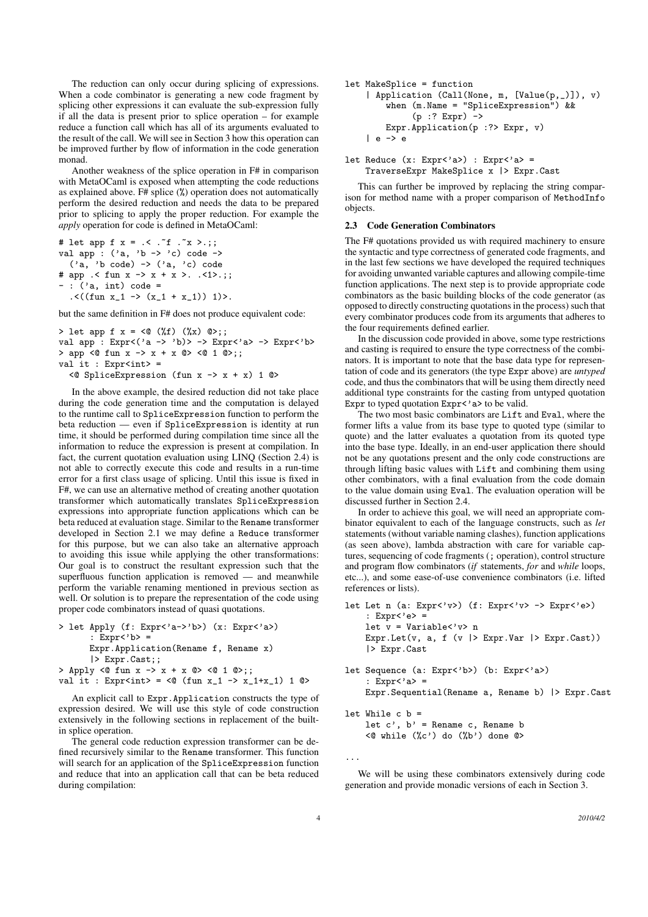The reduction can only occur during splicing of expressions. When a code combinator is generating a new code fragment by splicing other expressions it can evaluate the sub-expression fully if all the data is present prior to splice operation – for example reduce a function call which has all of its arguments evaluated to the result of the call. We will see in Section 3 how this operation can be improved further by flow of information in the code generation monad.

Another weakness of the splice operation in F# in comparison with MetaOCaml is exposed when attempting the code reductions as explained above. F# splice (%) operation does not automatically perform the desired reduction and needs the data to be prepared prior to splicing to apply the proper reduction. For example the *apply* operation for code is defined in MetaOCaml:

```
# let app f x = .< .~f .~x >.;;
val app : ('a, 'b -> 'c) code ->
  ('a, 'b code) -> ('a, 'c) code
# app .< fun x -> x + x >. .<1>.;;
- : ('a, int) code =
  .<((fun x_1 -> (x_1 + x_1)) 1)>.
```

but the same definition in F# does not produce equivalent code:

```
> let app f x = <@ (%f) (%x) @>;;
val app : Expr<('a -> 'b)> -> Expr<'a> -> Expr<'b>
> app <@ fun x -> x + x @> <@ 1 @>;;
val it : Expr<int> =
  <@ SpliceExpression (fun x -> x + x) 1 @>
```

In the above example, the desired reduction did not take place during the code generation time and the computation is delayed to the runtime call to SpliceExpression function to perform the beta reduction — even if SpliceExpression is identity at run time, it should be performed during compilation time since all the information to reduce the expression is present at compilation. In fact, the current quotation evaluation using LINQ (Section 2.4) is not able to correctly execute this code and results in a run-time error for a first class usage of splicing. Until this issue is fixed in F#, we can use an alternative method of creating another quotation transformer which automatically translates SpliceExpression expressions into appropriate function applications which can be beta reduced at evaluation stage. Similar to the Rename transformer developed in Section 2.1 we may define a Reduce transformer for this purpose, but we can also take an alternative approach to avoiding this issue while applying the other transformations: Our goal is to construct the resultant expression such that the superfluous function application is removed — and meanwhile perform the variable renaming mentioned in previous section as well. Or solution is to prepare the representation of the code using proper code combinators instead of quasi quotations.

```
> let Apply (f: Expr<'a->'b>) (x: Expr<'a>)
      : Expr<'b> =
      Expr.Application(Rename f, Rename x)
      |> Expr.Cast;;
> Apply <@ fun x -> x + x @> <@ 1 @>;;
val it : Expr<int> = <@ (fun x_1 -> x_1+x_1) 1 @>
```

An explicit call to Expr.Application constructs the type of expression desired. We will use this style of code construction extensively in the following sections in replacement of the built-in splice operation.

The general code reduction expression transformer can be defined recursively similar to the Rename transformer. This function will search for an application of the SpliceExpression function and reduce that into an application call that can be beta reduced during compilation:

```
let MakeSplice = function
    | Application (Call(None, m, [Value(p,_)]), v)
        when (m.Name = "SpliceExpression") &&
             (p :? Expr) ->
        Expr.Application(p :?> Expr, v)
    | e -> e

let Reduce (x: Expr<'a>) : Expr<'a> =
    TraverseExpr MakeSplice x |> Expr.Cast
```

This can further be improved by replacing the string comparison for method name with a proper comparison of MethodInfo objects.

### 2.3 Code Generation Combinators

The F# quotations provided us with required machinery to ensure the syntactic and type correctness of generated code fragments, and in the last few sections we have developed the required techniques for avoiding unwanted variable captures and allowing compile-time function applications. The next step is to provide appropriate code combinators as the basic building blocks of the code generator (as opposed to directly constructing quotations in the process) such that every combinator produces code from its arguments that adheres to the four requirements defined earlier.

In the discussion code provided in above, some type restrictions and casting is required to ensure the type correctness of the combinators. It is important to note that the base data type for representation of code and its generators (the type Expr above) are *untyped* code, and thus the combinators that will be using them directly need additional type constraints for the casting from untyped quotation Expr to typed quotation Expr<'a> to be valid.

The two most basic combinators are Lift and Eval, where the former lifts a value from its base type to quoted type (similar to quote) and the latter evaluates a quotation from its quoted type into the base type. Ideally, in an end-user application there should not be any quotations present and the only code constructions are through lifting basic values with Lift and combining them using other combinators, with a final evaluation from the code domain to the value domain using Eval. The evaluation operation will be discussed further in Section 2.4.

In order to achieve this goal, we will need an appropriate combinator equivalent to each of the language constructs, such as *let* statements (without variable naming clashes), function applications (as seen above), lambda abstraction with care for variable captures, sequencing of code fragments (; operation), control structure and program flow combinators (*if* statements, *for* and *while* loops, etc...), and some ease-of-use convenience combinators (i.e. lifted references or lists).

```
let Let n (a: Expr<'v>) (f: Expr<'v> -> Expr<'e>)
    : Expr<'e> =
    let v = Variable<'v> n
    Expr.Let(v, a, f (v |> Expr.Var |> Expr.Cast))
    |> Expr.Cast

let Sequence (a: Expr<'b>) (b: Expr<'a>)
    : Expr<'a> =
    Expr.Sequential(Rename a, Rename b) |> Expr.Cast

let While c b =
    let c', b' = Rename c, Rename b
    <@ while (%c') do (%b') done @>

...
```

We will be using these combinators extensively during code generation and provide monadic versions of each in Section 3.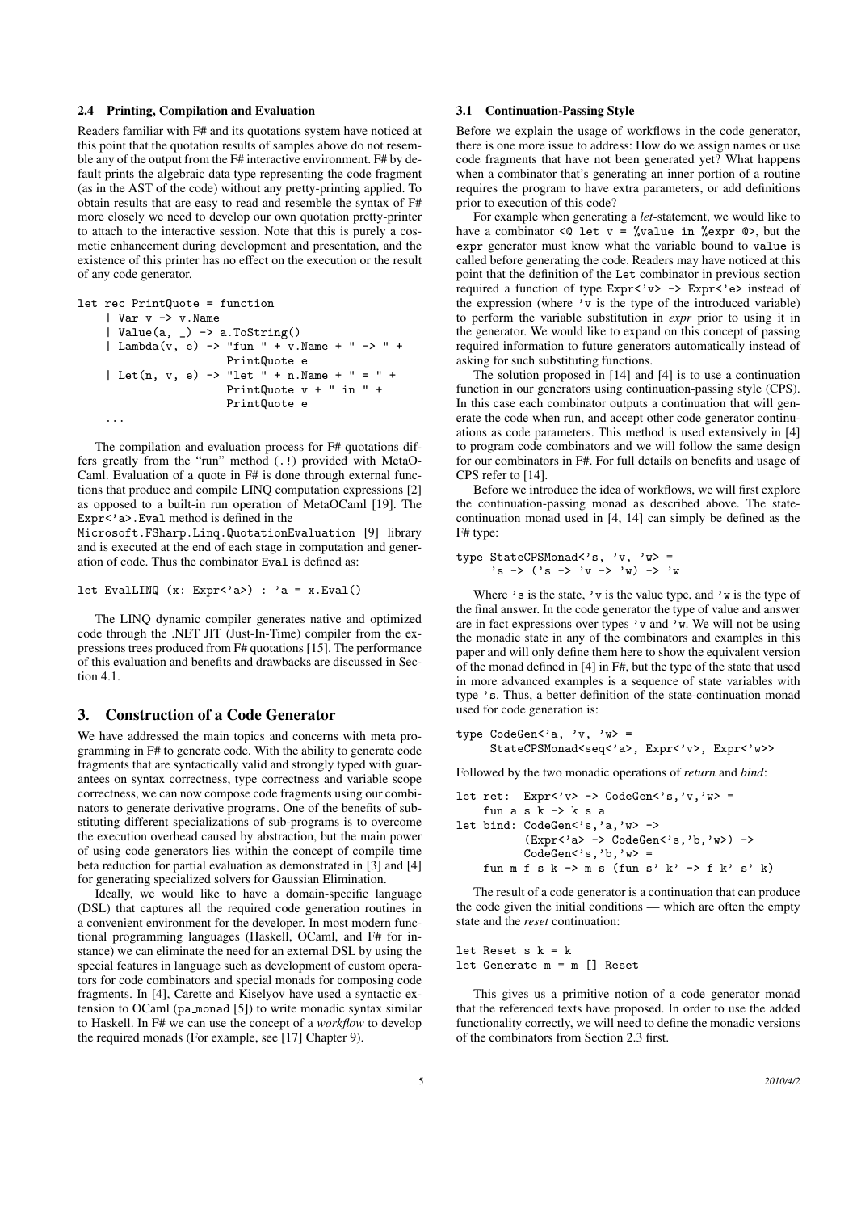### 2.4 Printing, Compilation and Evaluation

Readers familiar with F# and its quotations system have noticed at this point that the quotation results of samples above do not resemble any of the output from the F# interactive environment. F# by default prints the algebraic data type representing the code fragment (as in the AST of the code) without any pretty-printing applied. To obtain results that are easy to read and resemble the syntax of F# more closely we need to develop our own quotation pretty-printer to attach to the interactive session. Note that this is purely a cosmetic enhancement during development and presentation, and the existence of this printer has no effect on the execution or the result of any code generator.

```
let rec PrintQuote = function
    | Var v -> v.Name
    | Value(a, _) -> a.ToString()
    | Lambda(v, e) -> "fun " + v.Name + " -> " +
                      PrintQuote e
    | Let(n, v, e) -> "let " + n.Name + " = " +
                      PrintQuote v + " in " +
                      PrintQuote e
    ...
```

The compilation and evaluation process for F# quotations differs greatly from the "run" method (.!) provided with MetaOCaml. Evaluation of a quote in F# is done through external functions that produce and compile LINQ computation expressions [2] as opposed to a built-in run operation of MetaOCaml [19]. The `Expr<'a>.Eval` method is defined in the `Microsoft.FSharp.Linq.QuotationEvaluation` [9] library and is executed at the end of each stage in computation and generation of code. Thus the combinator `Eval` is defined as:

```
let EvalLINQ (x: Expr<'a>) : 'a = x.Eval()
```

The LINQ dynamic compiler generates native and optimized code through the .NET JIT (Just-In-Time) compiler from the expressions trees produced from F# quotations [15]. The performance of this evaluation and benefits and drawbacks are discussed in Section 4.1.

## 3. Construction of a Code Generator

We have addressed the main topics and concerns with meta programming in F# to generate code. With the ability to generate code fragments that are syntactically valid and strongly typed with guarantees on syntax correctness, type correctness and variable scope correctness, we can now compose code fragments using our combinators to generate derivative programs. One of the benefits of substituting different specializations of sub-programs is to overcome the execution overhead caused by abstraction, but the main power of using code generators lies within the concept of compile time beta reduction for partial evaluation as demonstrated in [3] and [4] for generating specialized solvers for Gaussian Elimination.

Ideally, we would like to have a domain-specific language (DSL) that captures all the required code generation routines in a convenient environment for the developer. In most modern functional programming languages (Haskell, OCaml, and F# for instance) we can eliminate the need for an external DSL by using the special features in language such as development of custom operators for code combinators and special monads for composing code fragments. In [4], Carette and Kiselyov have used a syntactic extension to OCaml (pa_monad [5]) to write monadic syntax similar to Haskell. In F# we can use the concept of a *workflow* to develop the required monads (For example, see [17] Chapter 9).

### 3.1 Continuation-Passing Style

Before we explain the usage of workflows in the code generator, there is one more issue to address: How do we assign names or use code fragments that have not been generated yet? What happens when a combinator that's generating an inner portion of a routine requires the program to have extra parameters, or add definitions prior to execution of this code?

For example when generating a *let*-statement, we would like to have a combinator `<@ let v = %value in %expr @>`, but the `expr` generator must know what the variable bound to `value` is called before generating the code. Readers may have noticed at this point that the definition of the `Let` combinator in previous section required a function of type `Expr<'v> -> Expr<'e>` instead of the expression (where `'v` is the type of the introduced variable) to perform the variable substitution in *expr* prior to using it in the generator. We would like to expand on this concept of passing required information to future generators automatically instead of asking for such substituting functions.

The solution proposed in [14] and [4] is to use a continuation function in our generators using continuation-passing style (CPS). In this case each combinator outputs a continuation that will generate the code when run, and accept other code generator continuations as code parameters. This method is used extensively in [4] to program code combinators and we will follow the same design for our combinators in F#. For full details on benefits and usage of CPS refer to [14].

Before we introduce the idea of workflows, we will first explore the continuation-passing monad as described above. The state-continuation monad used in [4, 14] can simply be defined as the F# type:

```
type StateCPSMonad<'s, 'v, 'w> =
     's -> ('s -> 'v -> 'w) -> 'w
```

Where `'s` is the state, `'v` is the value type, and `'w` is the type of the final answer. In the code generator the type of value and answer are in fact expressions over types `'v` and `'w`. We will not be using the monadic state in any of the combinators and examples in this paper and will only define them here to show the equivalent version of the monad defined in [4] in F#, but the type of the state that used in more advanced examples is a sequence of state variables with type `'s`. Thus, a better definition of the state-continuation monad used for code generation is:

```
type CodeGen<'a, 'v, 'w> =
     StateCPSMonad<seq<'a>, Expr<'v>, Expr<'w>>
```

Followed by the two monadic operations of *return* and *bind*:

```
let ret:  Expr<'v> -> CodeGen<'s,'v,'w> =
    fun a s k -> k s a
let bind: CodeGen<'s,'a,'w> ->
          (Expr<'a> -> CodeGen<'s,'b,'w>) ->
          CodeGen<'s,'b,'w> =
    fun m f s k -> m s (fun s' k' -> f k' s' k)
```

The result of a code generator is a continuation that can produce the code given the initial conditions — which are often the empty state and the *reset* continuation:

```
let Reset s k = k
let Generate m = m [] Reset
```

This gives us a primitive notion of a code generator monad that the referenced texts have proposed. In order to use the added functionality correctly, we will need to define the monadic versions of the combinators from Section 2.3 first.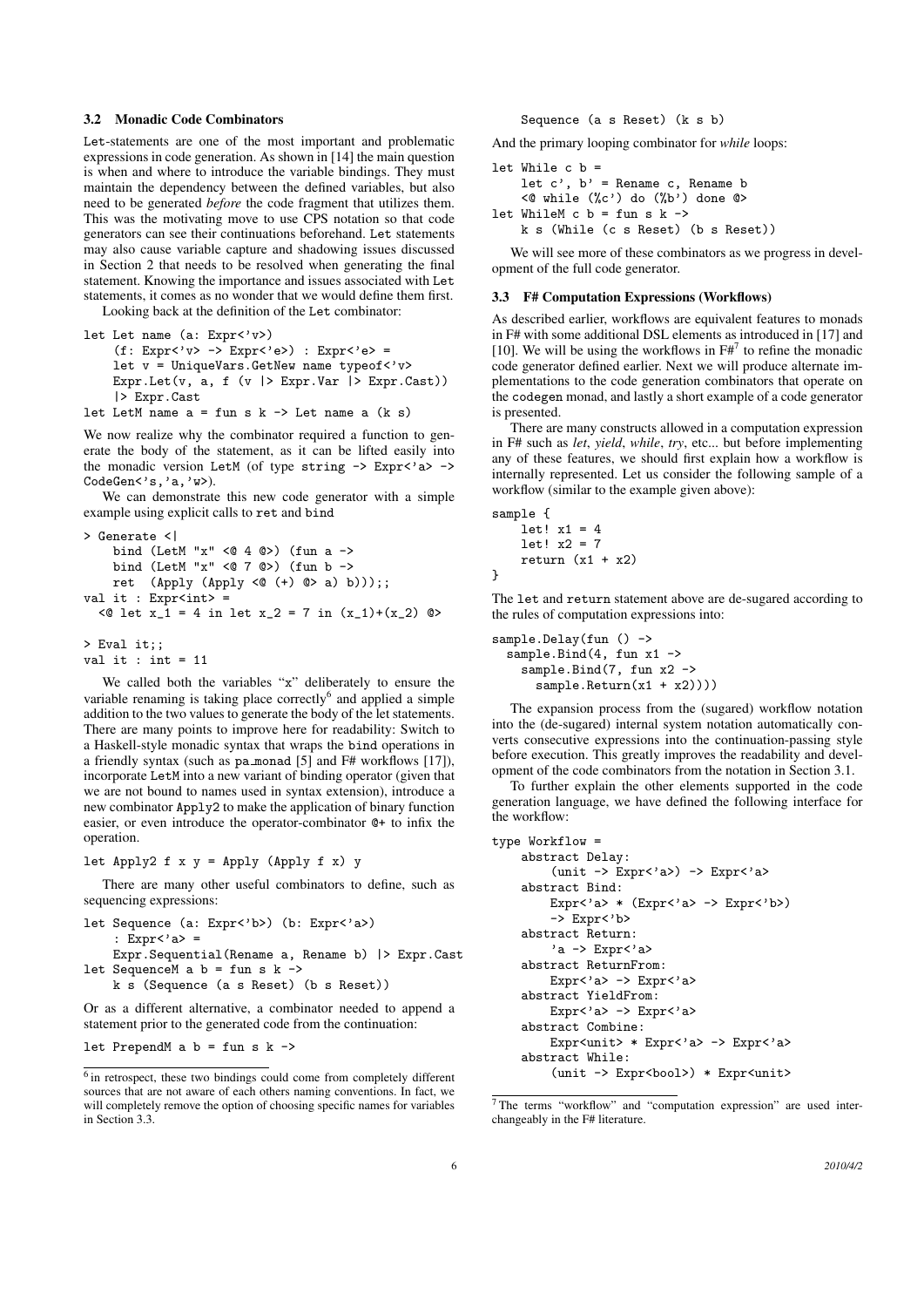### 3.2 Monadic Code Combinators

Let-statements are one of the most important and problematic expressions in code generation. As shown in [14] the main question is when and where to introduce the variable bindings. They must maintain the dependency between the defined variables, but also need to be generated *before* the code fragment that utilizes them. This was the motivating move to use CPS notation so that code generators can see their continuations beforehand. Let statements may also cause variable capture and shadowing issues discussed in Section 2 that needs to be resolved when generating the final statement. Knowing the importance and issues associated with Let statements, it comes as no wonder that we would define them first.

Looking back at the definition of the Let combinator:

```
let Let name (a: Expr<'v>)
    (f: Expr<'v> -> Expr<'e>) : Expr<'e> =
    let v = UniqueVars.GetNew name typeof<'v>
    Expr.Let(v, a, f (v |> Expr.Var |> Expr.Cast))
    |> Expr.Cast
let LetM name a = fun s k -> Let name a (k s)
```

We now realize why the combinator required a function to generate the body of the statement, as it can be lifted easily into the monadic version LetM (of type string -> Expr<'a> -> CodeGen<'s,'a,'w>).

We can demonstrate this new code generator with a simple example using explicit calls to ret and bind

```
> Generate <|
    bind (LetM "x" <@ 4 @>) (fun a ->
    bind (LetM "x" <@ 7 @>) (fun b ->
    ret  (Apply (Apply <@ (+) @> a) b)));;
val it : Expr<int> =
  <@ let x_1 = 4 in let x_2 = 7 in (x_1)+(x_2) @>

> Eval it;;
val it : int = 11
```

We called both the variables "x" deliberately to ensure the variable renaming is taking place correctly[6] and applied a simple addition to the two values to generate the body of the let statements. There are many points to improve here for readability: Switch to a Haskell-style monadic syntax that wraps the bind operations in a friendly syntax (such as pa_monad [5] and F# workflows [17]), incorporate LetM into a new variant of binding operator (given that we are not bound to names used in syntax extension), introduce a new combinator Apply2 to make the application of binary function easier, or even introduce the operator-combinator @+ to infix the operation.

```
let Apply2 f x y = Apply (Apply f x) y
```

There are many other useful combinators to define, such as sequencing expressions:

```
let Sequence (a: Expr<'b>) (b: Expr<'a>)
    : Expr<'a> =
    Expr.Sequential(Rename a, Rename b) |> Expr.Cast
let SequenceM a b = fun s k ->
    k s (Sequence (a s Reset) (b s Reset))
```

Or as a different alternative, a combinator needed to append a statement prior to the generated code from the continuation:

```
let PrependM a b = fun s k ->
    Sequence (a s Reset) (k s b)
```

And the primary looping combinator for *while* loops:

```
let While c b =
    let c', b' = Rename c, Rename b
    <@ while (%c') do (%b') done @>
let WhileM c b = fun s k ->
    k s (While (c s Reset) (b s Reset))
```

We will see more of these combinators as we progress in development of the full code generator.

[6] in retrospect, these two bindings could come from completely different sources that are not aware of each others naming conventions. In fact, we will completely remove the option of choosing specific names for variables in Section 3.3.

### 3.3 F# Computation Expressions (Workflows)

As described earlier, workflows are equivalent features to monads in F# with some additional DSL elements as introduced in [17] and [10]. We will be using the workflows in F#[7] to refine the monadic code generator defined earlier. Next we will produce alternate implementations to the code generation combinators that operate on the codegen monad, and lastly a short example of a code generator is presented.

There are many constructs allowed in a computation expression in F# such as *let*, *yield*, *while*, *try*, etc... but before implementing any of these features, we should first explain how a workflow is internally represented. Let us consider the following sample of a workflow (similar to the example given above):

```
sample {
    let! x1 = 4
    let! x2 = 7
    return (x1 + x2)
}
```

The let and return statement above are de-sugared according to the rules of computation expressions into:

```
sample.Delay(fun () ->
  sample.Bind(4, fun x1 ->
    sample.Bind(7, fun x2 ->
      sample.Return(x1 + x2))))
```

The expansion process from the (sugared) workflow notation into the (de-sugared) internal system notation automatically converts consecutive expressions into the continuation-passing style before execution. This greatly improves the readability and development of the code combinators from the notation in Section 3.1.

To further explain the other elements supported in the code generation language, we have defined the following interface for the workflow:

```
type Workflow =
    abstract Delay:
        (unit -> Expr<'a>) -> Expr<'a>
    abstract Bind:
        Expr<'a> * (Expr<'a> -> Expr<'b>)
        -> Expr<'b>
    abstract Return:
        'a -> Expr<'a>
    abstract ReturnFrom:
        Expr<'a> -> Expr<'a>
    abstract YieldFrom:
        Expr<'a> -> Expr<'a>
    abstract Combine:
        Expr<unit> * Expr<'a> -> Expr<'a>
    abstract While:
        (unit -> Expr<bool>) * Expr<unit>
```

[7] The terms "workflow" and "computation expression" are used interchangeably in the F# literature.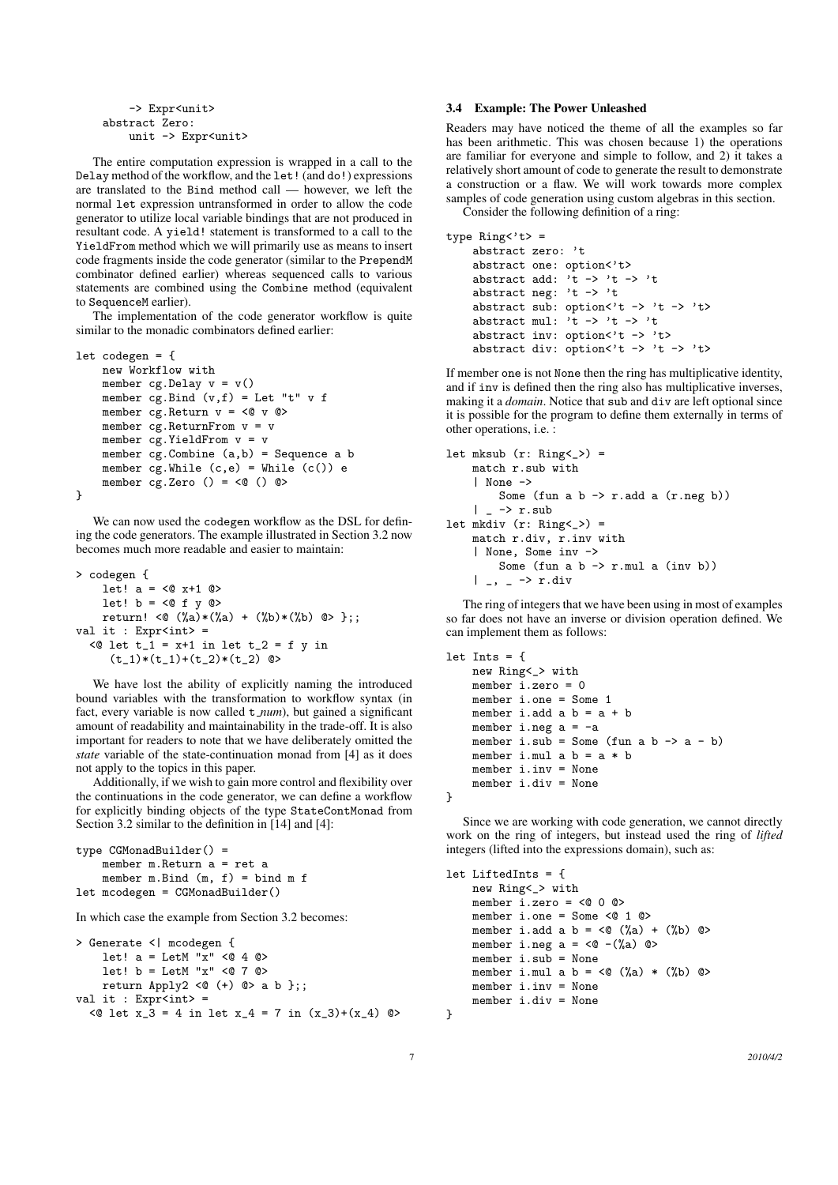```
        -> Expr<unit>
    abstract Zero:
        unit -> Expr<unit>
```

The entire computation expression is wrapped in a call to the Delay method of the workflow, and the let! (and do!) expressions are translated to the Bind method call — however, we left the normal let expression untransformed in order to allow the code generator to utilize local variable bindings that are not produced in resultant code. A yield! statement is transformed to a call to the YieldFrom method which we will primarily use as means to insert code fragments inside the code generator (similar to the PrependM combinator defined earlier) whereas sequenced calls to various statements are combined using the Combine method (equivalent to SequenceM earlier).

The implementation of the code generator workflow is quite similar to the monadic combinators defined earlier:

```
let codegen = {
    new Workflow with
    member cg.Delay v = v()
    member cg.Bind (v,f) = Let "t" v f
    member cg.Return v = <@ v @>
    member cg.ReturnFrom v = v
    member cg.YieldFrom v = v
    member cg.Combine (a,b) = Sequence a b
    member cg.While (c,e) = While (c()) e
    member cg.Zero () = <@ () @>
}
```

We can now used the codegen workflow as the DSL for defining the code generators. The example illustrated in Section 3.2 now becomes much more readable and easier to maintain:

```
> codegen {
    let! a = <@ x+1 @>
    let! b = <@ f y @>
    return! <@ (%a)*(%a) + (%b)*(%b) @> };;
val it : Expr<int> =
  <@ let t_1 = x+1 in let t_2 = f y in
     (t_1)*(t_1)+(t_2)*(t_2) @>
```

We have lost the ability of explicitly naming the introduced bound variables with the transformation to workflow syntax (in fact, every variable is now called t_*num*), but gained a significant amount of readability and maintainability in the trade-off. It is also important for readers to note that we have deliberately omitted the *state* variable of the state-continuation monad from [4] as it does not apply to the topics in this paper.

Additionally, if we wish to gain more control and flexibility over the continuations in the code generator, we can define a workflow for explicitly binding objects of the type StateContMonad from Section 3.2 similar to the definition in [14] and [4]:

```
type CGMonadBuilder() =
    member m.Return a = ret a
    member m.Bind (m, f) = bind m f
let mcodegen = CGMonadBuilder()
```

In which case the example from Section 3.2 becomes:

```
> Generate <| mcodegen {
    let! a = LetM "x" <@ 4 @>
    let! b = LetM "x" <@ 7 @>
    return Apply2 <@ (+) @> a b };;
val it : Expr<int> =
  <@ let x_3 = 4 in let x_4 = 7 in (x_3)+(x_4) @>
```

### 3.4 Example: The Power Unleashed

Readers may have noticed the theme of all the examples so far has been arithmetic. This was chosen because 1) the operations are familiar for everyone and simple to follow, and 2) it takes a relatively short amount of code to generate the result to demonstrate a construction or a flaw. We will work towards more complex samples of code generation using custom algebras in this section.

Consider the following definition of a ring:

```
type Ring<'t> =
    abstract zero: 't
    abstract one: option<'t>
    abstract add: 't -> 't -> 't
    abstract neg: 't -> 't
    abstract sub: option<'t -> 't -> 't>
    abstract mul: 't -> 't -> 't
    abstract inv: option<'t -> 't>
    abstract div: option<'t -> 't -> 't>
```

If member one is not None then the ring has multiplicative identity, and if inv is defined then the ring also has multiplicative inverses, making it a *domain*. Notice that sub and div are left optional since it is possible for the program to define them externally in terms of other operations, i.e. :

```
let mksub (r: Ring<_>) =
    match r.sub with
    | None ->
        Some (fun a b -> r.add a (r.neg b))
    | _ -> r.sub
let mkdiv (r: Ring<_>) =
    match r.div, r.inv with
    | None, Some inv ->
        Some (fun a b -> r.mul a (inv b))
    | _, _ -> r.div
```

The ring of integers that we have been using in most of examples so far does not have an inverse or division operation defined. We can implement them as follows:

```
let Ints = {
    new Ring<_> with
    member i.zero = 0
    member i.one = Some 1
    member i.add a b = a + b
    member i.neg a = -a
    member i.sub = Some (fun a b -> a - b)
    member i.mul a b = a * b
    member i.inv = None
    member i.div = None
}
```

Since we are working with code generation, we cannot directly work on the ring of integers, but instead used the ring of *lifted* integers (lifted into the expressions domain), such as:

```
let LiftedInts = {
    new Ring<_> with
    member i.zero = <@ 0 @>
    member i.one = Some <@ 1 @>
    member i.add a b = <@ (%a) + (%b) @>
    member i.neg a = <@ -(%a) @>
    member i.sub = None
    member i.mul a b = <@ (%a) * (%b) @>
    member i.inv = None
    member i.div = None
}
```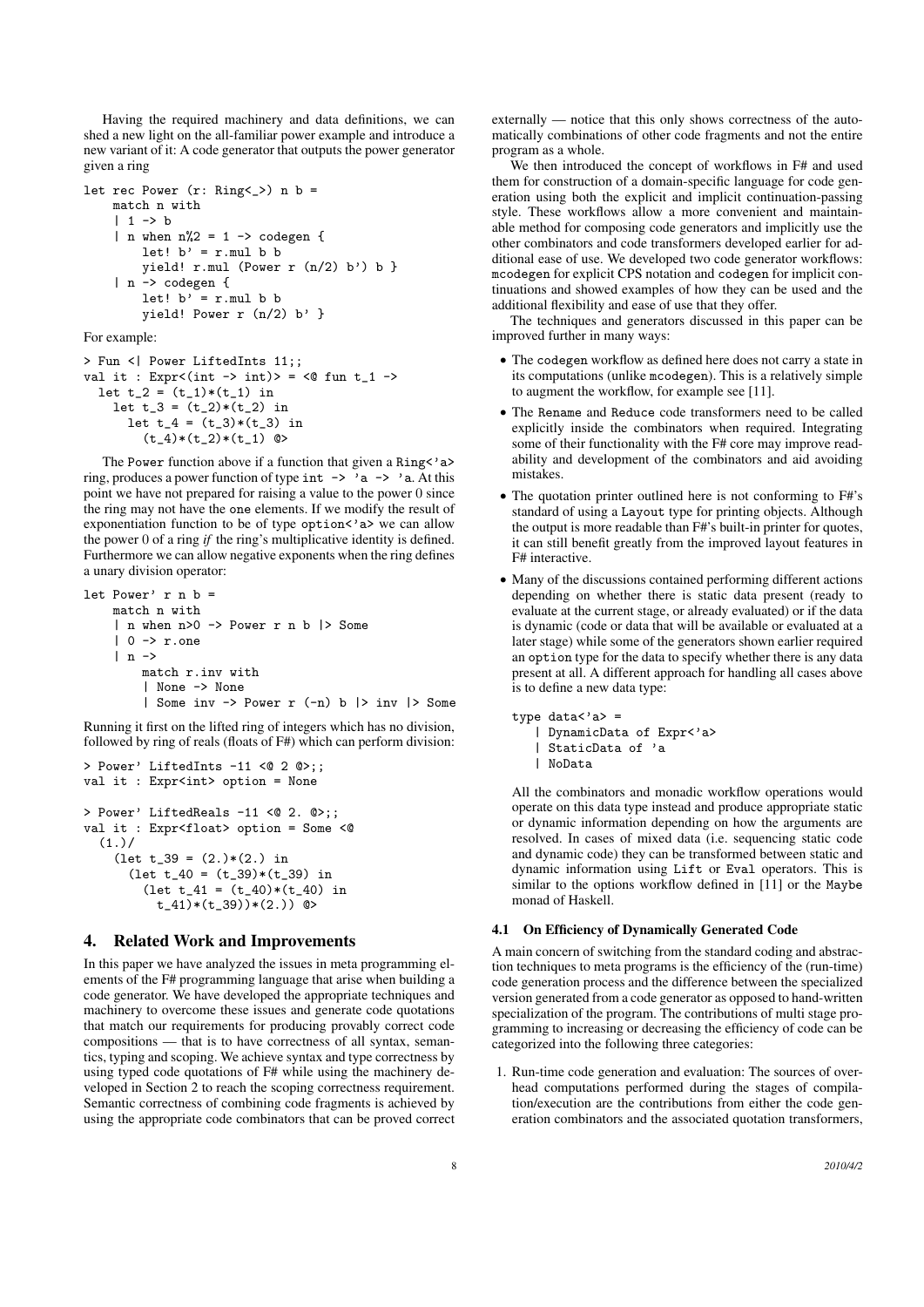Having the required machinery and data definitions, we can shed a new light on the all-familiar power example and introduce a new variant of it: A code generator that outputs the power generator given a ring

```
let rec Power (r: Ring<_>) n b =
    match n with
    | 1 -> b
    | n when n%2 = 1 -> codegen {
        let! b' = r.mul b b
        yield! r.mul (Power r (n/2) b') b }
    | n -> codegen {
        let! b' = r.mul b b
        yield! Power r (n/2) b' }
```

For example:

```
> Fun <| Power LiftedInts 11;;
val it : Expr<(int -> int)> = <@ fun t_1 ->
  let t_2 = (t_1)*(t_1) in
    let t_3 = (t_2)*(t_2) in
      let t_4 = (t_3)*(t_3) in
        (t_4)*(t_2)*(t_1) @>
```

The Power function above if a function that given a Ring<'a> ring, produces a power function of type int -> 'a -> 'a. At this point we have not prepared for raising a value to the power 0 since the ring may not have the one elements. If we modify the result of exponentiation function to be of type option<'a> we can allow the power 0 of a ring *if* the ring's multiplicative identity is defined. Furthermore we can allow negative exponents when the ring defines a unary division operator:

```
let Power' r n b =
    match n with
    | n when n>0 -> Power r n b |> Some
    | 0 -> r.one
    | n ->
        match r.inv with
        | None -> None
        | Some inv -> Power r (-n) b |> inv |> Some
```

Running it first on the lifted ring of integers which has no division, followed by ring of reals (floats of F#) which can perform division:

```
> Power' LiftedInts -11 <@ 2 @>;;
val it : Expr<int> option = None

> Power' LiftedReals -11 <@ 2. @>;;
val it : Expr<float> option = Some <@
  (1.)/
    (let t_39 = (2.)*(2.) in
      (let t_40 = (t_39)*(t_39) in
        (let t_41 = (t_40)*(t_40) in
          t_41)*(t_39))*(2.)) @>
```

## 4. Related Work and Improvements

In this paper we have analyzed the issues in meta programming elements of the F# programming language that arise when building a code generator. We have developed the appropriate techniques and machinery to overcome these issues and generate code quotations that match our requirements for producing provably correct code compositions — that is to have correctness of all syntax, semantics, typing and scoping. We achieve syntax and type correctness by using typed code quotations of F# while using the machinery developed in Section 2 to reach the scoping correctness requirement. Semantic correctness of combining code fragments is achieved by using the appropriate code combinators that can be proved correct externally — notice that this only shows correctness of the automatically combinations of other code fragments and not the entire program as a whole.

We then introduced the concept of workflows in F# and used them for construction of a domain-specific language for code generation using both the explicit and implicit continuation-passing style. These workflows allow a more convenient and maintainable method for composing code generators and implicitly use the other combinators and code transformers developed earlier for additional ease of use. We developed two code generator workflows: mcodegen for explicit CPS notation and codegen for implicit continuations and showed examples of how they can be used and the additional flexibility and ease of use that they offer.

The techniques and generators discussed in this paper can be improved further in many ways:

- The codegen workflow as defined here does not carry a state in its computations (unlike mcodegen). This is a relatively simple to augment the workflow, for example see [11].
- The Rename and Reduce code transformers need to be called explicitly inside the combinators when required. Integrating some of their functionality with the F# core may improve readability and development of the combinators and aid avoiding mistakes.
- The quotation printer outlined here is not conforming to F#'s standard of using a Layout type for printing objects. Although the output is more readable than F#'s built-in printer for quotes, it can still benefit greatly from the improved layout features in F# interactive.
- Many of the discussions contained performing different actions depending on whether there is static data present (ready to evaluate at the current stage, or already evaluated) or if the data is dynamic (code or data that will be available or evaluated at a later stage) while some of the generators shown earlier required an option type for the data to specify whether there is any data present at all. A different approach for handling all cases above is to define a new data type:

```
type data<'a> =
   | DynamicData of Expr<'a>
   | StaticData of 'a
   | NoData
```

  All the combinators and monadic workflow operations would operate on this data type instead and produce appropriate static or dynamic information depending on how the arguments are resolved. In cases of mixed data (i.e. sequencing static code and dynamic code) they can be transformed between static and dynamic information using Lift or Eval operators. This is similar to the options workflow defined in [11] or the Maybe monad of Haskell.

### 4.1 On Efficiency of Dynamically Generated Code

A main concern of switching from the standard coding and abstraction techniques to meta programs is the efficiency of the (run-time) code generation process and the difference between the specialized version generated from a code generator as opposed to hand-written specialization of the program. The contributions of multi stage programming to increasing or decreasing the efficiency of code can be categorized into the following three categories:

1. Run-time code generation and evaluation: The sources of overhead computations performed during the stages of compilation/execution are the contributions from either the code generation combinators and the associated quotation transformers,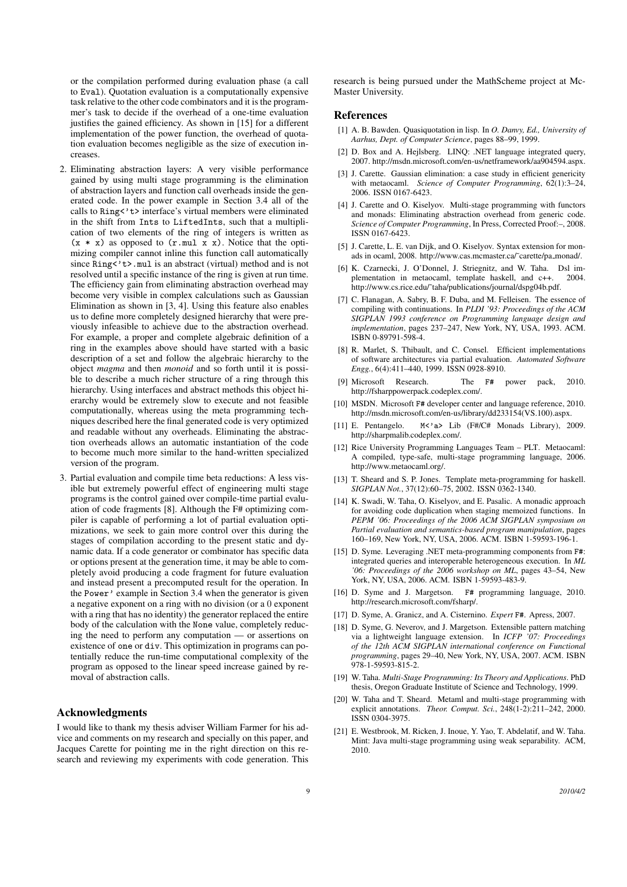or the compilation performed during evaluation phase (a call to `Eval`). Quotation evaluation is a computationally expensive task relative to the other code combinators and it is the programmer's task to decide if the overhead of a one-time evaluation justifies the gained efficiency. As shown in [15] for a different implementation of the power function, the overhead of quotation evaluation becomes negligible as the size of execution increases.

2. Eliminating abstraction layers: A very visible performance gained by using multi stage programming is the elimination of abstraction layers and function call overheads inside the generated code. In the power example in Section 3.4 all of the calls to `Ring<'t>` interface's virtual members were eliminated in the shift from `Ints` to `LiftedInts`, such that a multiplication of two elements of the ring of integers is written as `(x * x)` as opposed to `(r.mul x x)`. Notice that the optimizing compiler cannot inline this function call automatically since `Ring<'t>.mul` is an abstract (virtual) method and is not resolved until a specific instance of the ring is given at run time. The efficiency gain from eliminating abstraction overhead may become very visible in complex calculations such as Gaussian Elimination as shown in [3, 4]. Using this feature also enables us to define more completely designed hierarchy that were previously infeasible to achieve due to the abstraction overhead. For example, a proper and complete algebraic definition of a ring in the examples above should have started with a basic description of a set and follow the algebraic hierarchy to the object *magma* and then *monoid* and so forth until it is possible to describe a much richer structure of a ring through this hierarchy. Using interfaces and abstract methods this object hierarchy would be extremely slow to execute and not feasible computationally, whereas using the meta programming techniques described here the final generated code is very optimized and readable without any overheads. Eliminating the abstraction overheads allows an automatic instantiation of the code to become much more similar to the hand-written specialized version of the program.

3. Partial evaluation and compile time beta reductions: A less visible but extremely powerful effect of engineering multi stage programs is the control gained over compile-time partial evaluation of code fragments [8]. Although the F# optimizing compiler is capable of performing a lot of partial evaluation optimizations, we seek to gain more control over this during the stages of compilation according to the present static and dynamic data. If a code generator or combinator has specific data or options present at the generation time, it may be able to completely avoid producing a code fragment for future evaluation and instead present a precomputed result for the operation. In the `Power'` example in Section 3.4 when the generator is given a negative exponent on a ring with no division (or a 0 exponent with a ring that has no identity) the generator replaced the entire body of the calculation with the `None` value, completely reducing the need to perform any computation — or assertions on existence of `one` or `div`. This optimization in programs can potentially reduce the run-time computational complexity of the program as opposed to the linear speed increase gained by removal of abstraction calls.

## Acknowledgments

I would like to thank my thesis adviser William Farmer for his advice and comments on my research and specially on this paper, and Jacques Carette for pointing me in the right direction on this research and reviewing my experiments with code generation. This research is being pursued under the MathScheme project at McMaster University.

## References

[1] A. B. Bawden. Quasiquotation in lisp. In *O. Danvy, Ed., University of Aarhus, Dept. of Computer Science*, pages 88–99, 1999.

[2] D. Box and A. Hejlsberg. LINQ: .NET language integrated query, 2007. http://msdn.microsoft.com/en-us/netframework/aa904594.aspx.

[3] J. Carette. Gaussian elimination: a case study in efficient genericity with metaocaml. *Science of Computer Programming*, 62(1):3–24, 2006. ISSN 0167-6423.

[4] J. Carette and O. Kiselyov. Multi-stage programming with functors and monads: Eliminating abstraction overhead from generic code. *Science of Computer Programming*, In Press, Corrected Proof:–, 2008. ISSN 0167-6423.

[5] J. Carette, L. E. van Dijk, and O. Kiselyov. Syntax extension for monads in ocaml, 2008. http://www.cas.mcmaster.ca/˜carette/pa_monad/.

[6] K. Czarnecki, J. O'Donnel, J. Striegnitz, and W. Taha. Dsl implementation in metaocaml, template haskell, and c++. 2004. http://www.cs.rice.edu/˜taha/publications/journal/dspg04b.pdf.

[7] C. Flanagan, A. Sabry, B. F. Duba, and M. Felleisen. The essence of compiling with continuations. In *PLDI '93: Proceedings of the ACM SIGPLAN 1993 conference on Programming language design and implementation*, pages 237–247, New York, NY, USA, 1993. ACM. ISBN 0-89791-598-4.

[8] R. Marlet, S. Thibault, and C. Consel. Efficient implementations of software architectures via partial evaluation. *Automated Software Engg.*, 6(4):411–440, 1999. ISSN 0928-8910.

[9] Microsoft Research. The F# power pack, 2010. http://fsharppowerpack.codeplex.com/.

[10] MSDN. Microsoft F# developer center and language reference, 2010. http://msdn.microsoft.com/en-us/library/dd233154(VS.100).aspx.

[11] E. Pentangelo. M<'a> Lib (F#/C# Monads Library), 2009. http://sharpmalib.codeplex.com/.

[12] Rice University Programming Languages Team – PLT. Metaocaml: A compiled, type-safe, multi-stage programming language, 2006. http://www.metaocaml.org/.

[13] T. Sheard and S. P. Jones. Template meta-programming for haskell. *SIGPLAN Not.*, 37(12):60–75, 2002. ISSN 0362-1340.

[14] K. Swadi, W. Taha, O. Kiselyov, and E. Pasalic. A monadic approach for avoiding code duplication when staging memoized functions. In *PEPM '06: Proceedings of the 2006 ACM SIGPLAN symposium on Partial evaluation and semantics-based program manipulation*, pages 160–169, New York, NY, USA, 2006. ACM. ISBN 1-59593-196-1.

[15] D. Syme. Leveraging .NET meta-programming components from F#: integrated queries and interoperable heterogeneous execution. In *ML '06: Proceedings of the 2006 workshop on ML*, pages 43–54, New York, NY, USA, 2006. ACM. ISBN 1-59593-483-9.

[16] D. Syme and J. Margetson. F# programming language, 2010. http://research.microsoft.com/fsharp/.

[17] D. Syme, A. Granicz, and A. Cisternino. *Expert F#*. Apress, 2007.

[18] D. Syme, G. Neverov, and J. Margetson. Extensible pattern matching via a lightweight language extension. In *ICFP '07: Proceedings of the 12th ACM SIGPLAN international conference on Functional programming*, pages 29–40, New York, NY, USA, 2007. ACM. ISBN 978-1-59593-815-2.

[19] W. Taha. *Multi-Stage Programming: Its Theory and Applications*. PhD thesis, Oregon Graduate Institute of Science and Technology, 1999.

[20] W. Taha and T. Sheard. Metaml and multi-stage programming with explicit annotations. *Theor. Comput. Sci.*, 248(1-2):211–242, 2000. ISSN 0304-3975.

[21] E. Westbrook, M. Ricken, J. Inoue, Y. Yao, T. Abdelatif, and W. Taha. Mint: Java multi-stage programming using weak separability. ACM, 2010.